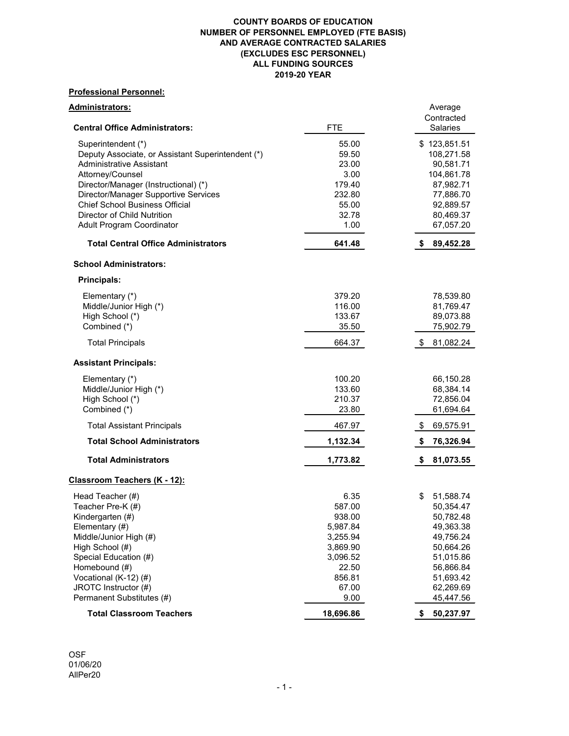**COUNTY BOARDS OF EDUCATION**
**NUMBER OF PERSONNEL EMPLOYED (FTE BASIS)**
**AND AVERAGE CONTRACTED SALARIES**
**(EXCLUDES ESC PERSONNEL)**
**ALL FUNDING SOURCES**
**2019-20 YEAR**

**Professional Personnel:**

**Administrators:**

| Central Office Administrators: | FTE | Average Contracted Salaries |
|---|---|---|
| Superintendent (*) | 55.00 | $ 123,851.51 |
| Deputy Associate, or Assistant Superintendent (*) | 59.50 | 108,271.58 |
| Administrative Assistant | 23.00 | 90,581.71 |
| Attorney/Counsel | 3.00 | 104,861.78 |
| Director/Manager (Instructional) (*) | 179.40 | 87,982.71 |
| Director/Manager Supportive Services | 232.80 | 77,886.70 |
| Chief School Business Official | 55.00 | 92,889.57 |
| Director of Child Nutrition | 32.78 | 80,469.37 |
| Adult Program Coordinator | 1.00 | 67,057.20 |
| **Total Central Office Administrators** | **641.48** | **$ 89,452.28** |
| **School Administrators:** | | |
| **Principals:** | | |
| Elementary (*) | 379.20 | 78,539.80 |
| Middle/Junior High (*) | 116.00 | 81,769.47 |
| High School (*) | 133.67 | 89,073.88 |
| Combined (*) | 35.50 | 75,902.79 |
| Total Principals | 664.37 | $ 81,082.24 |
| **Assistant Principals:** | | |
| Elementary (*) | 100.20 | 66,150.28 |
| Middle/Junior High (*) | 133.60 | 68,384.14 |
| High School (*) | 210.37 | 72,856.04 |
| Combined (*) | 23.80 | 61,694.64 |
| Total Assistant Principals | 467.97 | $ 69,575.91 |
| **Total School Administrators** | **1,132.34** | **$ 76,326.94** |
| **Total Administrators** | **1,773.82** | **$ 81,073.55** |

**Classroom Teachers (K - 12):**

| | FTE | Average Contracted Salaries |
|---|---|---|
| Head Teacher (#) | 6.35 | $ 51,588.74 |
| Teacher Pre-K (#) | 587.00 | 50,354.47 |
| Kindergarten (#) | 938.00 | 50,782.48 |
| Elementary (#) | 5,987.84 | 49,363.38 |
| Middle/Junior High (#) | 3,255.94 | 49,756.24 |
| High School (#) | 3,869.90 | 50,664.26 |
| Special Education (#) | 3,096.52 | 51,015.86 |
| Homebound (#) | 22.50 | 56,866.84 |
| Vocational (K-12) (#) | 856.81 | 51,693.42 |
| JROTC Instructor (#) | 67.00 | 62,269.69 |
| Permanent Substitutes (#) | 9.00 | 45,447.56 |
| **Total Classroom Teachers** | **18,696.86** | **$ 50,237.97** |

OSF
01/06/20
AllPer20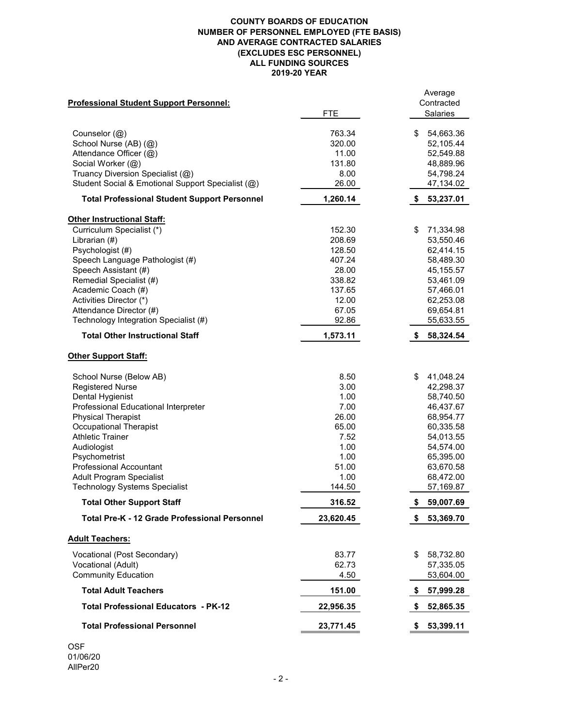**COUNTY BOARDS OF EDUCATION**
**NUMBER OF PERSONNEL EMPLOYED (FTE BASIS)**
**AND AVERAGE CONTRACTED SALARIES**
**(EXCLUDES ESC PERSONNEL)**
**ALL FUNDING SOURCES**
**2019-20 YEAR**

| **Professional Student Support Personnel:** | FTE | Average Contracted Salaries |
|---|---|---|
| Counselor (@) | 763.34 | $ 54,663.36 |
| School Nurse (AB) (@) | 320.00 | 52,105.44 |
| Attendance Officer (@) | 11.00 | 52,549.88 |
| Social Worker (@) | 131.80 | 48,889.96 |
| Truancy Diversion Specialist (@) | 8.00 | 54,798.24 |
| Student Social & Emotional Support Specialist (@) | 26.00 | 47,134.02 |
| **Total Professional Student Support Personnel** | **1,260.14** | **$ 53,237.01** |
| **Other Instructional Staff:** | | |
| Curriculum Specialist (*) | 152.30 | $ 71,334.98 |
| Librarian (#) | 208.69 | 53,550.46 |
| Psychologist (#) | 128.50 | 62,414.15 |
| Speech Language Pathologist (#) | 407.24 | 58,489.30 |
| Speech Assistant (#) | 28.00 | 45,155.57 |
| Remedial Specialist (#) | 338.82 | 53,461.09 |
| Academic Coach (#) | 137.65 | 57,466.01 |
| Activities Director (*) | 12.00 | 62,253.08 |
| Attendance Director (#) | 67.05 | 69,654.81 |
| Technology Integration Specialist (#) | 92.86 | 55,633.55 |
| **Total Other Instructional Staff** | **1,573.11** | **$ 58,324.54** |
| **Other Support Staff:** | | |
| School Nurse (Below AB) | 8.50 | $ 41,048.24 |
| Registered Nurse | 3.00 | 42,298.37 |
| Dental Hygienist | 1.00 | 58,740.50 |
| Professional Educational Interpreter | 7.00 | 46,437.67 |
| Physical Therapist | 26.00 | 68,954.77 |
| Occupational Therapist | 65.00 | 60,335.58 |
| Athletic Trainer | 7.52 | 54,013.55 |
| Audiologist | 1.00 | 54,574.00 |
| Psychometrist | 1.00 | 65,395.00 |
| Professional Accountant | 51.00 | 63,670.58 |
| Adult Program Specialist | 1.00 | 68,472.00 |
| Technology Systems Specialist | 144.50 | 57,169.87 |
| **Total Other Support Staff** | **316.52** | **$ 59,007.69** |
| **Total Pre-K - 12 Grade Professional Personnel** | **23,620.45** | **$ 53,369.70** |
| **Adult Teachers:** | | |
| Vocational (Post Secondary) | 83.77 | $ 58,732.80 |
| Vocational (Adult) | 62.73 | 57,335.05 |
| Community Education | 4.50 | 53,604.00 |
| **Total Adult Teachers** | **151.00** | **$ 57,999.28** |
| **Total Professional Educators - PK-12** | **22,956.35** | **$ 52,865.35** |
| **Total Professional Personnel** | **23,771.45** | **$ 53,399.11** |

OSF
01/06/20
AllPer20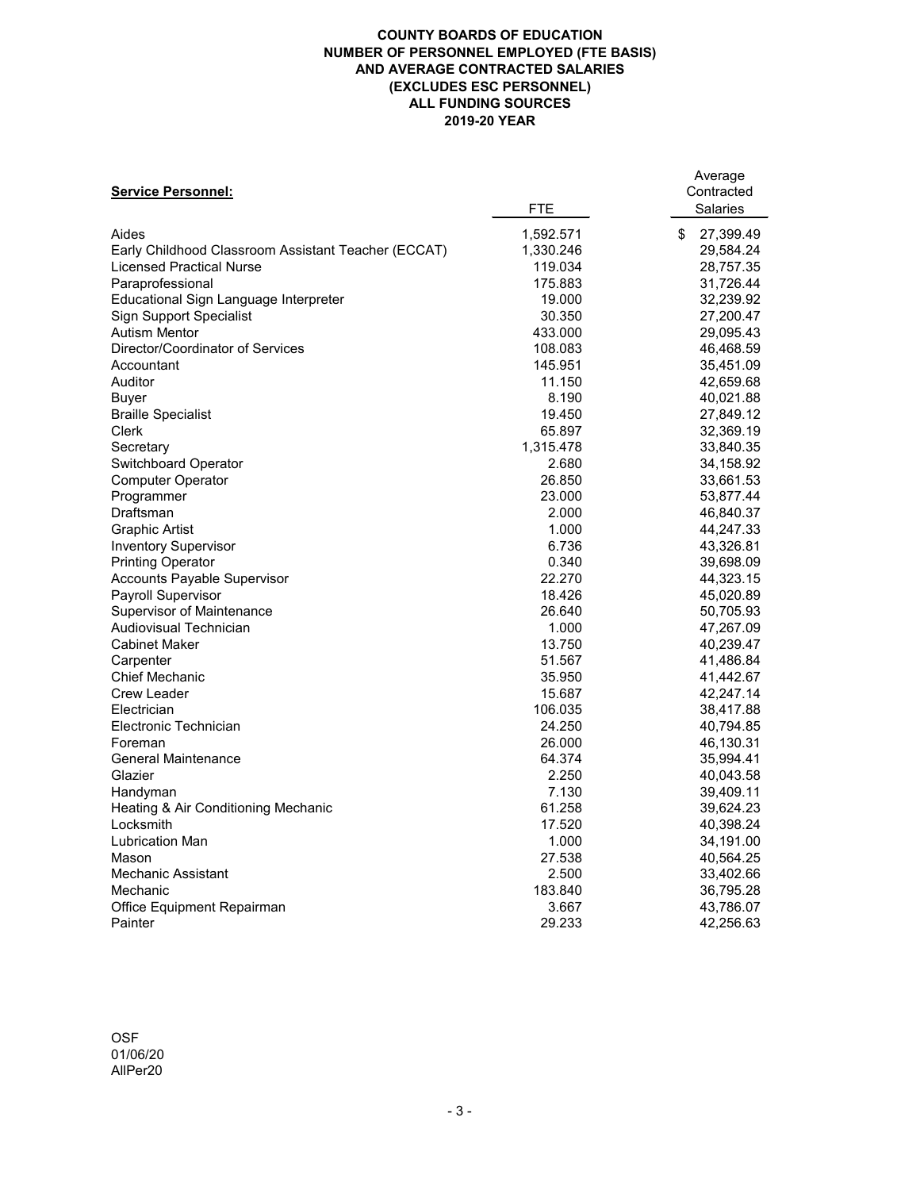**COUNTY BOARDS OF EDUCATION**
**NUMBER OF PERSONNEL EMPLOYED (FTE BASIS)**
**AND AVERAGE CONTRACTED SALARIES**
**(EXCLUDES ESC PERSONNEL)**
**ALL FUNDING SOURCES**
**2019-20 YEAR**

| **Service Personnel:** | FTE | Average Contracted Salaries |
|---|---|---|
| Aides | 1,592.571 | $ 27,399.49 |
| Early Childhood Classroom Assistant Teacher (ECCAT) | 1,330.246 | 29,584.24 |
| Licensed Practical Nurse | 119.034 | 28,757.35 |
| Paraprofessional | 175.883 | 31,726.44 |
| Educational Sign Language Interpreter | 19.000 | 32,239.92 |
| Sign Support Specialist | 30.350 | 27,200.47 |
| Autism Mentor | 433.000 | 29,095.43 |
| Director/Coordinator of Services | 108.083 | 46,468.59 |
| Accountant | 145.951 | 35,451.09 |
| Auditor | 11.150 | 42,659.68 |
| Buyer | 8.190 | 40,021.88 |
| Braille Specialist | 19.450 | 27,849.12 |
| Clerk | 65.897 | 32,369.19 |
| Secretary | 1,315.478 | 33,840.35 |
| Switchboard Operator | 2.680 | 34,158.92 |
| Computer Operator | 26.850 | 33,661.53 |
| Programmer | 23.000 | 53,877.44 |
| Draftsman | 2.000 | 46,840.37 |
| Graphic Artist | 1.000 | 44,247.33 |
| Inventory Supervisor | 6.736 | 43,326.81 |
| Printing Operator | 0.340 | 39,698.09 |
| Accounts Payable Supervisor | 22.270 | 44,323.15 |
| Payroll Supervisor | 18.426 | 45,020.89 |
| Supervisor of Maintenance | 26.640 | 50,705.93 |
| Audiovisual Technician | 1.000 | 47,267.09 |
| Cabinet Maker | 13.750 | 40,239.47 |
| Carpenter | 51.567 | 41,486.84 |
| Chief Mechanic | 35.950 | 41,442.67 |
| Crew Leader | 15.687 | 42,247.14 |
| Electrician | 106.035 | 38,417.88 |
| Electronic Technician | 24.250 | 40,794.85 |
| Foreman | 26.000 | 46,130.31 |
| General Maintenance | 64.374 | 35,994.41 |
| Glazier | 2.250 | 40,043.58 |
| Handyman | 7.130 | 39,409.11 |
| Heating & Air Conditioning Mechanic | 61.258 | 39,624.23 |
| Locksmith | 17.520 | 40,398.24 |
| Lubrication Man | 1.000 | 34,191.00 |
| Mason | 27.538 | 40,564.25 |
| Mechanic Assistant | 2.500 | 33,402.66 |
| Mechanic | 183.840 | 36,795.28 |
| Office Equipment Repairman | 3.667 | 43,786.07 |
| Painter | 29.233 | 42,256.63 |

OSF
01/06/20
AllPer20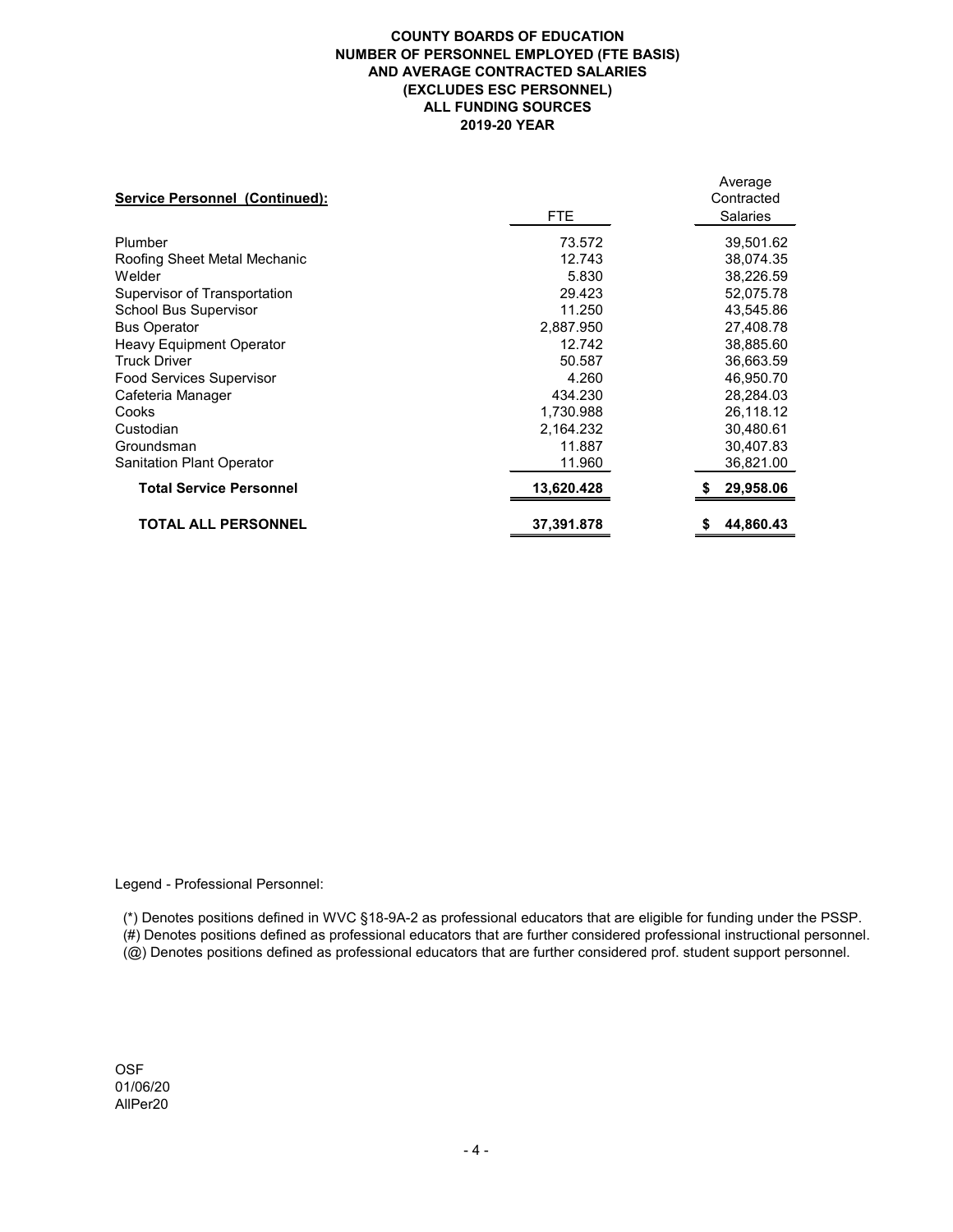**COUNTY BOARDS OF EDUCATION**
**NUMBER OF PERSONNEL EMPLOYED (FTE BASIS)**
**AND AVERAGE CONTRACTED SALARIES**
**(EXCLUDES ESC PERSONNEL)**
**ALL FUNDING SOURCES**
**2019-20 YEAR**

| Service Personnel (Continued): | FTE | Average Contracted Salaries |
|---|---|---|
| Plumber | 73.572 | 39,501.62 |
| Roofing Sheet Metal Mechanic | 12.743 | 38,074.35 |
| Welder | 5.830 | 38,226.59 |
| Supervisor of Transportation | 29.423 | 52,075.78 |
| School Bus Supervisor | 11.250 | 43,545.86 |
| Bus Operator | 2,887.950 | 27,408.78 |
| Heavy Equipment Operator | 12.742 | 38,885.60 |
| Truck Driver | 50.587 | 36,663.59 |
| Food Services Supervisor | 4.260 | 46,950.70 |
| Cafeteria Manager | 434.230 | 28,284.03 |
| Cooks | 1,730.988 | 26,118.12 |
| Custodian | 2,164.232 | 30,480.61 |
| Groundsman | 11.887 | 30,407.83 |
| Sanitation Plant Operator | 11.960 | 36,821.00 |
| **Total Service Personnel** | **13,620.428** | **$ 29,958.06** |
| **TOTAL ALL PERSONNEL** | **37,391.878** | **$ 44,860.43** |

Legend - Professional Personnel:

(*) Denotes positions defined in WVC §18-9A-2 as professional educators that are eligible for funding under the PSSP.
(#) Denotes positions defined as professional educators that are further considered professional instructional personnel.
(@) Denotes positions defined as professional educators that are further considered prof. student support personnel.

OSF
01/06/20
AllPer20